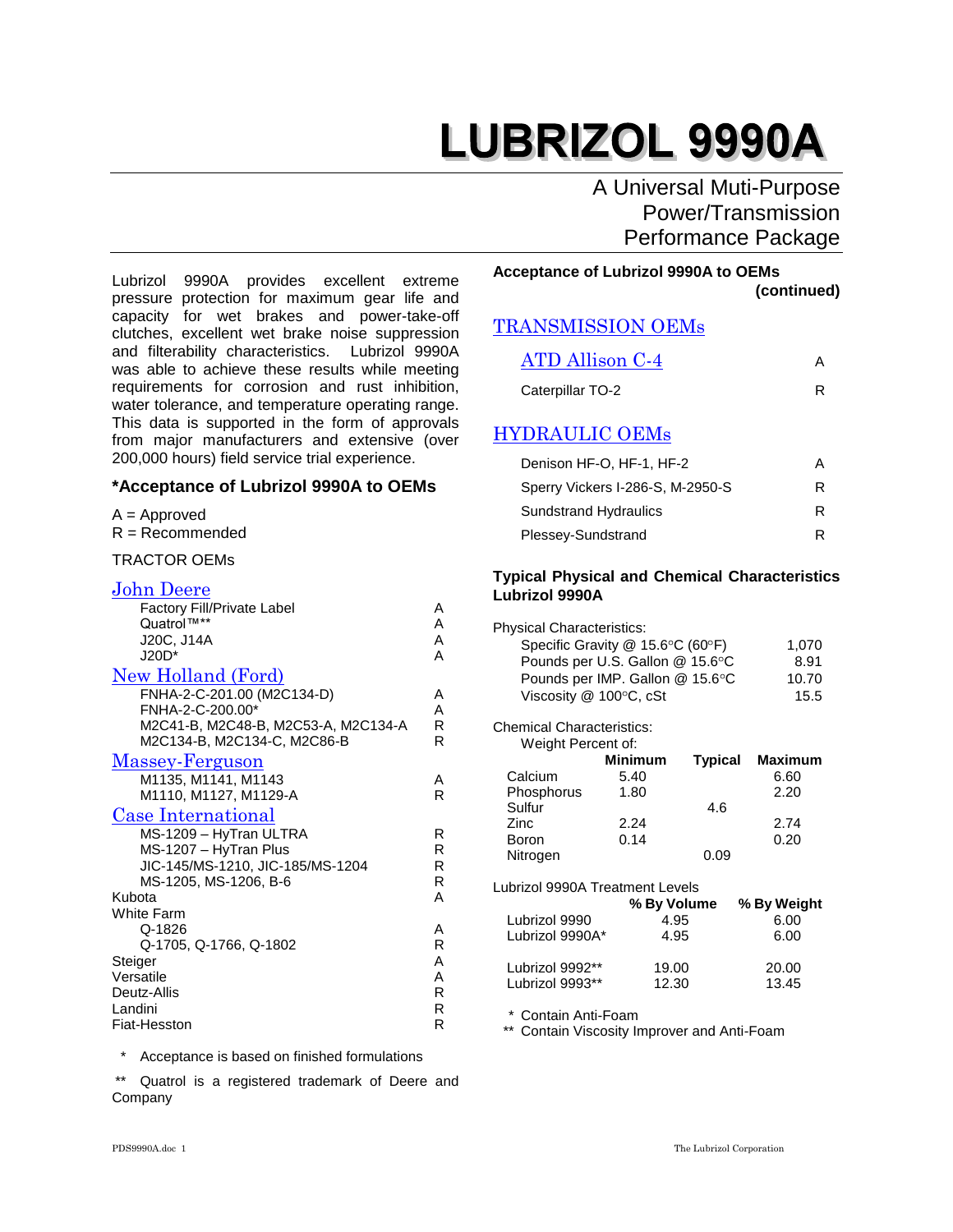# LUBRIZOL 9990A

## A Universal Muti-Purpose Power/Transmission Performance Package

Lubrizol 9990A provides excellent extreme pressure protection for maximum gear life and capacity for wet brakes and power-take-off clutches, excellent wet brake noise suppression and filterability characteristics. Lubrizol 9990A was able to achieve these results while meeting requirements for corrosion and rust inhibition, water tolerance, and temperature operating range. This data is supported in the form of approvals from major manufacturers and extensive (over 200,000 hours) field service trial experience.

### *Acceptance of Lubrizol 9990A to OEMs

A = Approved
R = Recommended

TRACTOR OEMs

| | |
|---|---|
| **John Deere** | |
| Factory Fill/Private Label | A |
| Quatrol™** | A |
| J20C, J14A | A |
| J20D* | A |
| **New Holland (Ford)** | |
| FNHA-2-C-201.00 (M2C134-D) | A |
| FNHA-2-C-200.00* | A |
| M2C41-B, M2C48-B, M2C53-A, M2C134-A | R |
| M2C134-B, M2C134-C, M2C86-B | R |
| **Massey-Ferguson** | |
| M1135, M1141, M1143 | A |
| M1110, M1127, M1129-A | R |
| **Case International** | |
| MS-1209 – HyTran ULTRA | R |
| MS-1207 – HyTran Plus | R |
| JIC-145/MS-1210, JIC-185/MS-1204 | R |
| MS-1205, MS-1206, B-6 | R |
| Kubota | A |
| White Farm | |
| Q-1826 | A |
| Q-1705, Q-1766, Q-1802 | R |
| Steiger | A |
| Versatile | A |
| Deutz-Allis | R |
| Landini | R |
| Fiat-Hesston | R |

\* Acceptance is based on finished formulations

** Quatrol is a registered trademark of Deere and Company

### Acceptance of Lubrizol 9990A to OEMs (continued)

TRANSMISSION OEMs

| | |
|---|---|
| ATD Allison C-4 | A |
| Caterpillar TO-2 | R |

HYDRAULIC OEMs

| | |
|---|---|
| Denison HF-O, HF-1, HF-2 | A |
| Sperry Vickers I-286-S, M-2950-S | R |
| Sundstrand Hydraulics | R |
| Plessey-Sundstrand | R |

### Typical Physical and Chemical Characteristics Lubrizol 9990A

Physical Characteristics:

| | |
|---|---|
| Specific Gravity @ 15.6°C (60°F) | 1,070 |
| Pounds per U.S. Gallon @ 15.6°C | 8.91 |
| Pounds per IMP. Gallon @ 15.6°C | 10.70 |
| Viscosity @ 100°C, cSt | 15.5 |

Chemical Characteristics:
Weight Percent of:

| | Minimum | Typical | Maximum |
|---|---|---|---|
| Calcium | 5.40 | | 6.60 |
| Phosphorus | 1.80 | | 2.20 |
| Sulfur | | 4.6 | |
| Zinc | 2.24 | | 2.74 |
| Boron | 0.14 | | 0.20 |
| Nitrogen | | 0.09 | |

Lubrizol 9990A Treatment Levels

| | % By Volume | % By Weight |
|---|---|---|
| Lubrizol 9990 | 4.95 | 6.00 |
| Lubrizol 9990A* | 4.95 | 6.00 |
| Lubrizol 9992** | 19.00 | 20.00 |
| Lubrizol 9993** | 12.30 | 13.45 |

\* Contain Anti-Foam
** Contain Viscosity Improver and Anti-Foam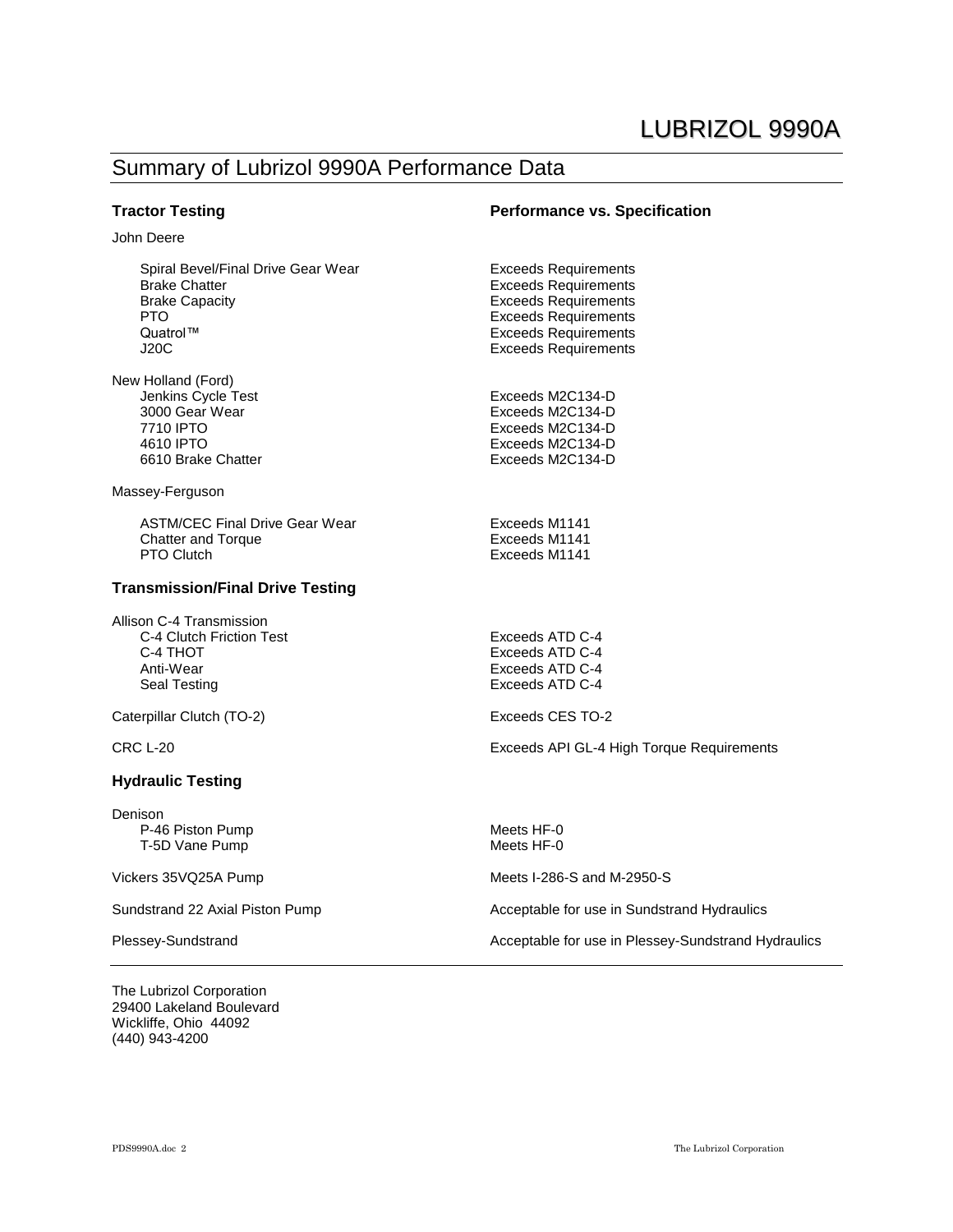# LUBRIZOL 9990A

## Summary of Lubrizol 9990A Performance Data

| Tractor Testing | Performance vs. Specification |
|---|---|
| **John Deere** | |
| Spiral Bevel/Final Drive Gear Wear | Exceeds Requirements |
| Brake Chatter | Exceeds Requirements |
| Brake Capacity | Exceeds Requirements |
| PTO | Exceeds Requirements |
| Quatrol™ | Exceeds Requirements |
| J20C | Exceeds Requirements |
| **New Holland (Ford)** | |
| Jenkins Cycle Test | Exceeds M2C134-D |
| 3000 Gear Wear | Exceeds M2C134-D |
| 7710 IPTO | Exceeds M2C134-D |
| 4610 IPTO | Exceeds M2C134-D |
| 6610 Brake Chatter | Exceeds M2C134-D |
| **Massey-Ferguson** | |
| ASTM/CEC Final Drive Gear Wear | Exceeds M1141 |
| Chatter and Torque | Exceeds M1141 |
| PTO Clutch | Exceeds M1141 |

### Transmission/Final Drive Testing

| | |
|---|---|
| **Allison C-4 Transmission** | |
| C-4 Clutch Friction Test | Exceeds ATD C-4 |
| C-4 THOT | Exceeds ATD C-4 |
| Anti-Wear | Exceeds ATD C-4 |
| Seal Testing | Exceeds ATD C-4 |
| Caterpillar Clutch (TO-2) | Exceeds CES TO-2 |
| CRC L-20 | Exceeds API GL-4 High Torque Requirements |

### Hydraulic Testing

| | |
|---|---|
| **Denison** | |
| P-46 Piston Pump | Meets HF-0 |
| T-5D Vane Pump | Meets HF-0 |
| Vickers 35VQ25A Pump | Meets I-286-S and M-2950-S |
| Sundstrand 22 Axial Piston Pump | Acceptable for use in Sundstrand Hydraulics |
| Plessey-Sundstrand | Acceptable for use in Plessey-Sundstrand Hydraulics |

The Lubrizol Corporation
29400 Lakeland Boulevard
Wickliffe, Ohio 44092
(440) 943-4200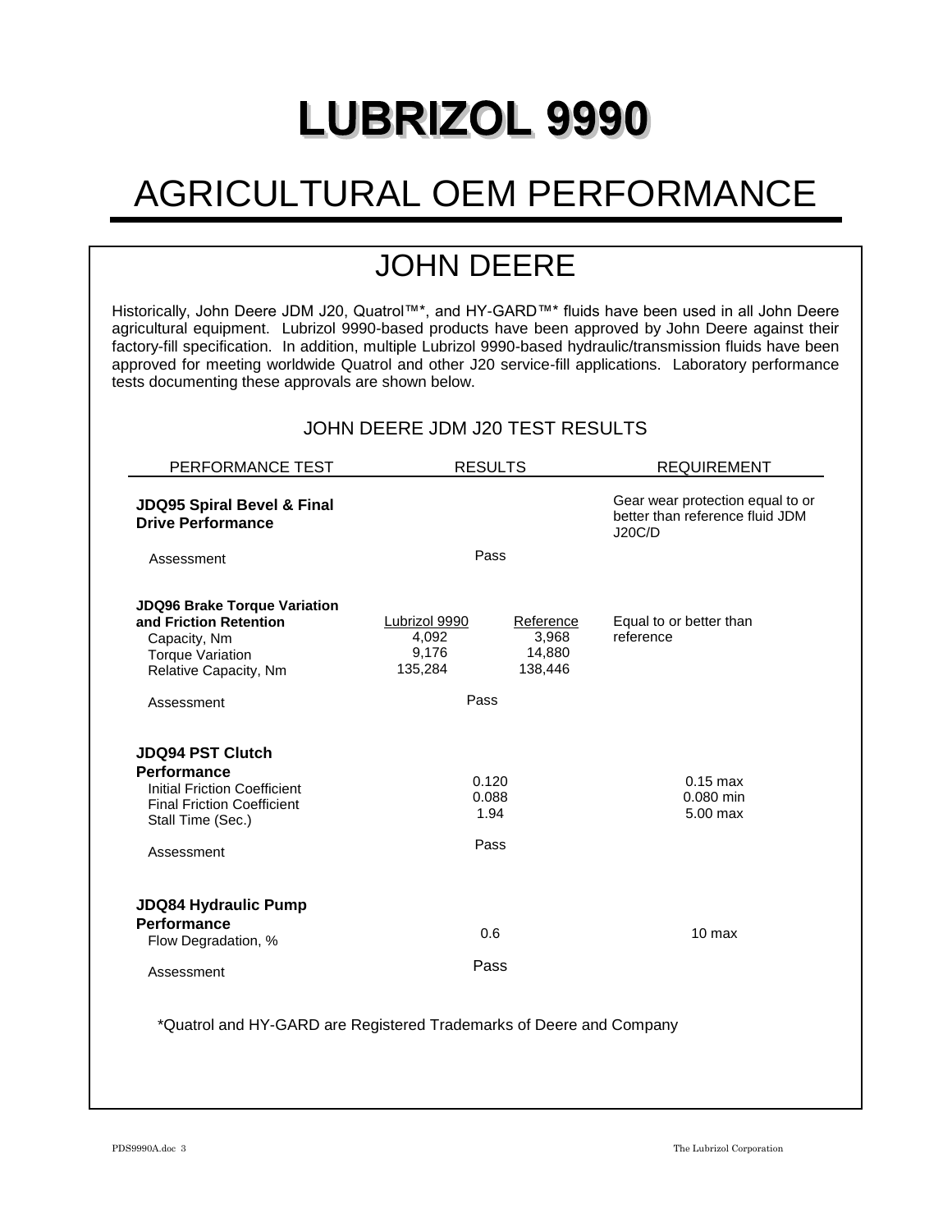# LUBRIZOL 9990

# AGRICULTURAL OEM PERFORMANCE

## JOHN DEERE

Historically, John Deere JDM J20, Quatrol™*, and HY-GARD™* fluids have been used in all John Deere agricultural equipment. Lubrizol 9990-based products have been approved by John Deere against their factory-fill specification. In addition, multiple Lubrizol 9990-based hydraulic/transmission fluids have been approved for meeting worldwide Quatrol and other J20 service-fill applications. Laboratory performance tests documenting these approvals are shown below.

### JOHN DEERE JDM J20 TEST RESULTS

| PERFORMANCE TEST | RESULTS | | REQUIREMENT |
|---|---|---|---|
| **JDQ95 Spiral Bevel & Final Drive Performance** | | | Gear wear protection equal to or better than reference fluid JDM J20C/D |
| Assessment | Pass | | |
| **JDQ96 Brake Torque Variation and Friction Retention** | Lubrizol 9990 | Reference | Equal to or better than reference |
| Capacity, Nm | 4,092 | 3,968 | |
| Torque Variation | 9,176 | 14,880 | |
| Relative Capacity, Nm | 135,284 | 138,446 | |
| Assessment | Pass | | |
| **JDQ94 PST Clutch Performance** | | | |
| Initial Friction Coefficient | 0.120 | | 0.15 max |
| Final Friction Coefficient | 0.088 | | 0.080 min |
| Stall Time (Sec.) | 1.94 | | 5.00 max |
| Assessment | Pass | | |
| **JDQ84 Hydraulic Pump Performance** | | | |
| Flow Degradation, % | 0.6 | | 10 max |
| Assessment | Pass | | |

*Quatrol and HY-GARD are Registered Trademarks of Deere and Company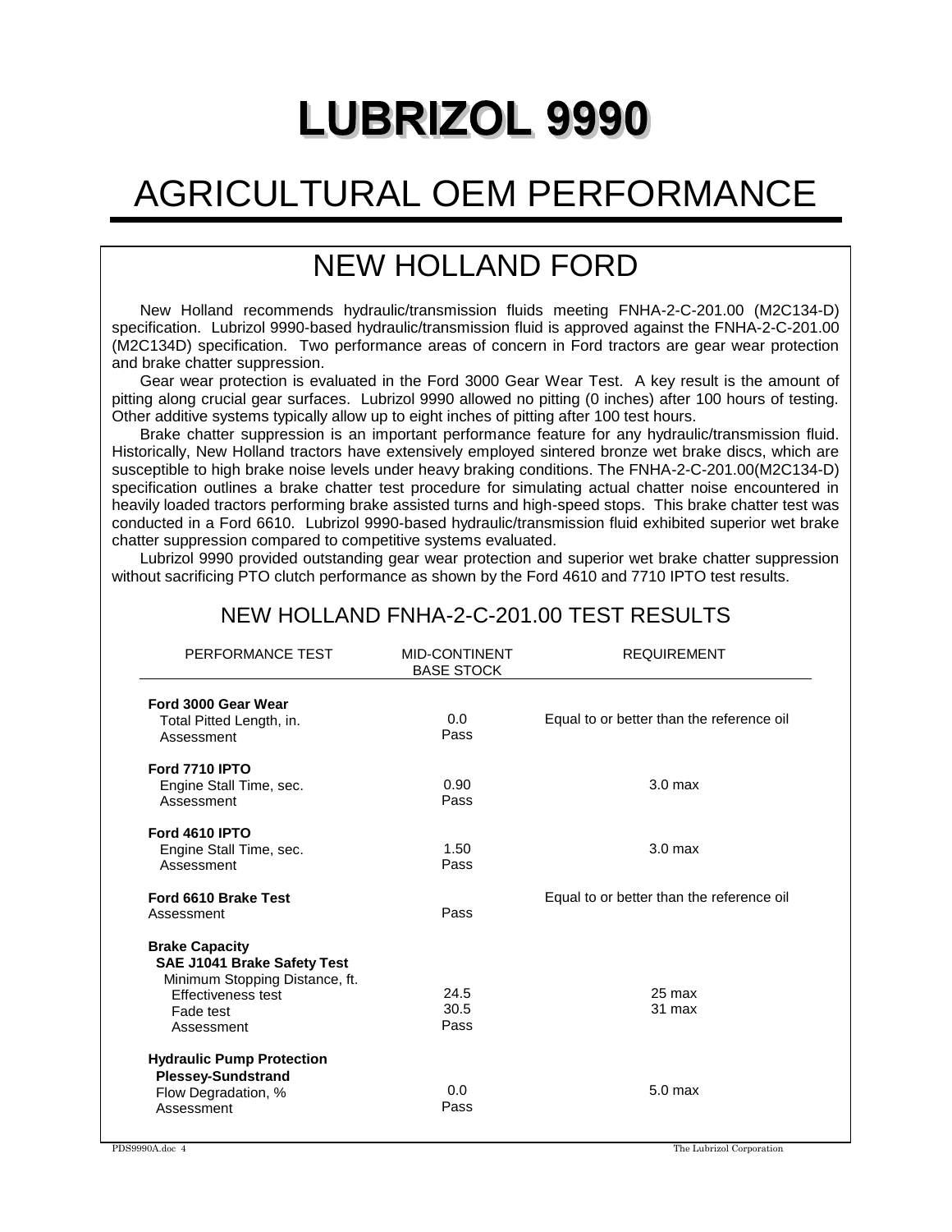# LUBRIZOL 9990

# AGRICULTURAL OEM PERFORMANCE

## NEW HOLLAND FORD

New Holland recommends hydraulic/transmission fluids meeting FNHA-2-C-201.00 (M2C134-D) specification. Lubrizol 9990-based hydraulic/transmission fluid is approved against the FNHA-2-C-201.00 (M2C134D) specification. Two performance areas of concern in Ford tractors are gear wear protection and brake chatter suppression.

Gear wear protection is evaluated in the Ford 3000 Gear Wear Test. A key result is the amount of pitting along crucial gear surfaces. Lubrizol 9990 allowed no pitting (0 inches) after 100 hours of testing. Other additive systems typically allow up to eight inches of pitting after 100 test hours.

Brake chatter suppression is an important performance feature for any hydraulic/transmission fluid. Historically, New Holland tractors have extensively employed sintered bronze wet brake discs, which are susceptible to high brake noise levels under heavy braking conditions. The FNHA-2-C-201.00(M2C134-D) specification outlines a brake chatter test procedure for simulating actual chatter noise encountered in heavily loaded tractors performing brake assisted turns and high-speed stops. This brake chatter test was conducted in a Ford 6610. Lubrizol 9990-based hydraulic/transmission fluid exhibited superior wet brake chatter suppression compared to competitive systems evaluated.

Lubrizol 9990 provided outstanding gear wear protection and superior wet brake chatter suppression without sacrificing PTO clutch performance as shown by the Ford 4610 and 7710 IPTO test results.

### NEW HOLLAND FNHA-2-C-201.00 TEST RESULTS

| PERFORMANCE TEST | MID-CONTINENT BASE STOCK | REQUIREMENT |
|---|---|---|
| **Ford 3000 Gear Wear** | | |
| Total Pitted Length, in. | 0.0 | Equal to or better than the reference oil |
| Assessment | Pass | |
| **Ford 7710 IPTO** | | |
| Engine Stall Time, sec. | 0.90 | 3.0 max |
| Assessment | Pass | |
| **Ford 4610 IPTO** | | |
| Engine Stall Time, sec. | 1.50 | 3.0 max |
| Assessment | Pass | |
| **Ford 6610 Brake Test** | | Equal to or better than the reference oil |
| Assessment | Pass | |
| **Brake Capacity** | | |
| **SAE J1041 Brake Safety Test** | | |
| Minimum Stopping Distance, ft. | | |
| Effectiveness test | 24.5 | 25 max |
| Fade test | 30.5 | 31 max |
| Assessment | Pass | |
| **Hydraulic Pump Protection** | | |
| **Plessey-Sundstrand** | | |
| Flow Degradation, % | 0.0 | 5.0 max |
| Assessment | Pass | |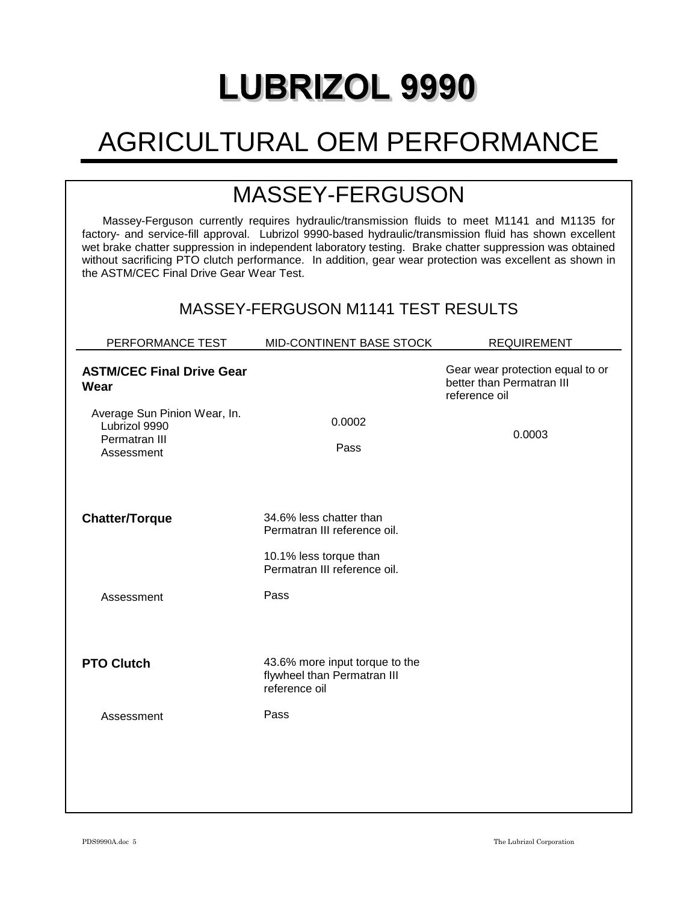# LUBRIZOL 9990

# AGRICULTURAL OEM PERFORMANCE

## MASSEY-FERGUSON

Massey-Ferguson currently requires hydraulic/transmission fluids to meet M1141 and M1135 for factory- and service-fill approval. Lubrizol 9990-based hydraulic/transmission fluid has shown excellent wet brake chatter suppression in independent laboratory testing. Brake chatter suppression was obtained without sacrificing PTO clutch performance. In addition, gear wear protection was excellent as shown in the ASTM/CEC Final Drive Gear Wear Test.

### MASSEY-FERGUSON M1141 TEST RESULTS

| PERFORMANCE TEST | MID-CONTINENT BASE STOCK | REQUIREMENT |
|---|---|---|
| **ASTM/CEC Final Drive Gear Wear** | | Gear wear protection equal to or better than Permatran III reference oil |
| Average Sun Pinion Wear, In. | | |
| Lubrizol 9990 | 0.0002 | |
| Permatran III | | 0.0003 |
| Assessment | Pass | |
| **Chatter/Torque** | 34.6% less chatter than Permatran III reference oil. | |
| | 10.1% less torque than Permatran III reference oil. | |
| Assessment | Pass | |
| **PTO Clutch** | 43.6% more input torque to the flywheel than Permatran III reference oil | |
| Assessment | Pass | |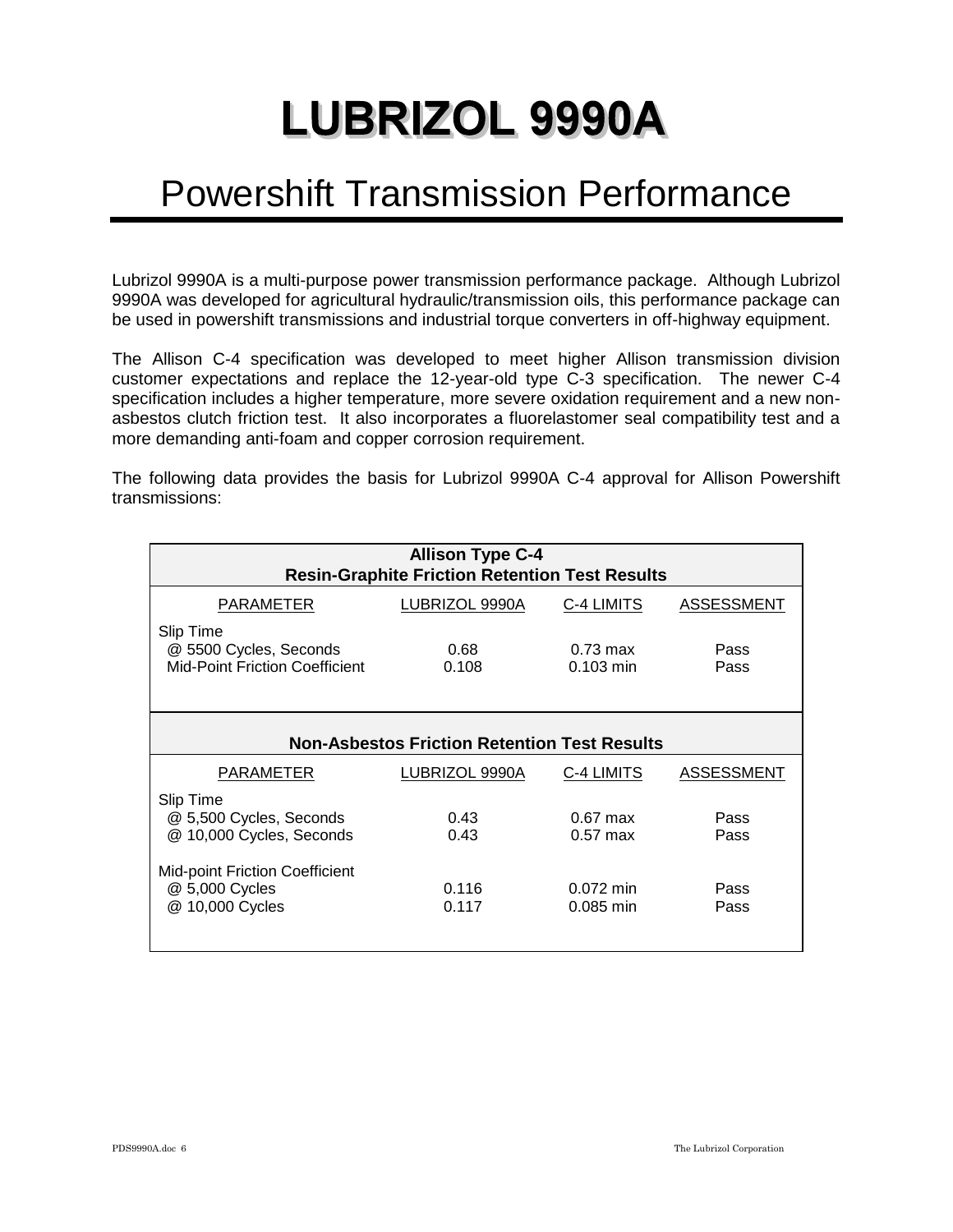# LUBRIZOL 9990A

## Powershift Transmission Performance

Lubrizol 9990A is a multi-purpose power transmission performance package. Although Lubrizol 9990A was developed for agricultural hydraulic/transmission oils, this performance package can be used in powershift transmissions and industrial torque converters in off-highway equipment.

The Allison C-4 specification was developed to meet higher Allison transmission division customer expectations and replace the 12-year-old type C-3 specification. The newer C-4 specification includes a higher temperature, more severe oxidation requirement and a new non-asbestos clutch friction test. It also incorporates a fluorelastomer seal compatibility test and a more demanding anti-foam and copper corrosion requirement.

The following data provides the basis for Lubrizol 9990A C-4 approval for Allison Powershift transmissions:

**Allison Type C-4**
**Resin-Graphite Friction Retention Test Results**

| PARAMETER | LUBRIZOL 9990A | C-4 LIMITS | ASSESSMENT |
|---|---|---|---|
| Slip Time | | | |
| @ 5500 Cycles, Seconds | 0.68 | 0.73 max | Pass |
| Mid-Point Friction Coefficient | 0.108 | 0.103 min | Pass |

**Non-Asbestos Friction Retention Test Results**

| PARAMETER | LUBRIZOL 9990A | C-4 LIMITS | ASSESSMENT |
|---|---|---|---|
| Slip Time | | | |
| @ 5,500 Cycles, Seconds | 0.43 | 0.67 max | Pass |
| @ 10,000 Cycles, Seconds | 0.43 | 0.57 max | Pass |
| Mid-point Friction Coefficient | | | |
| @ 5,000 Cycles | 0.116 | 0.072 min | Pass |
| @ 10,000 Cycles | 0.117 | 0.085 min | Pass |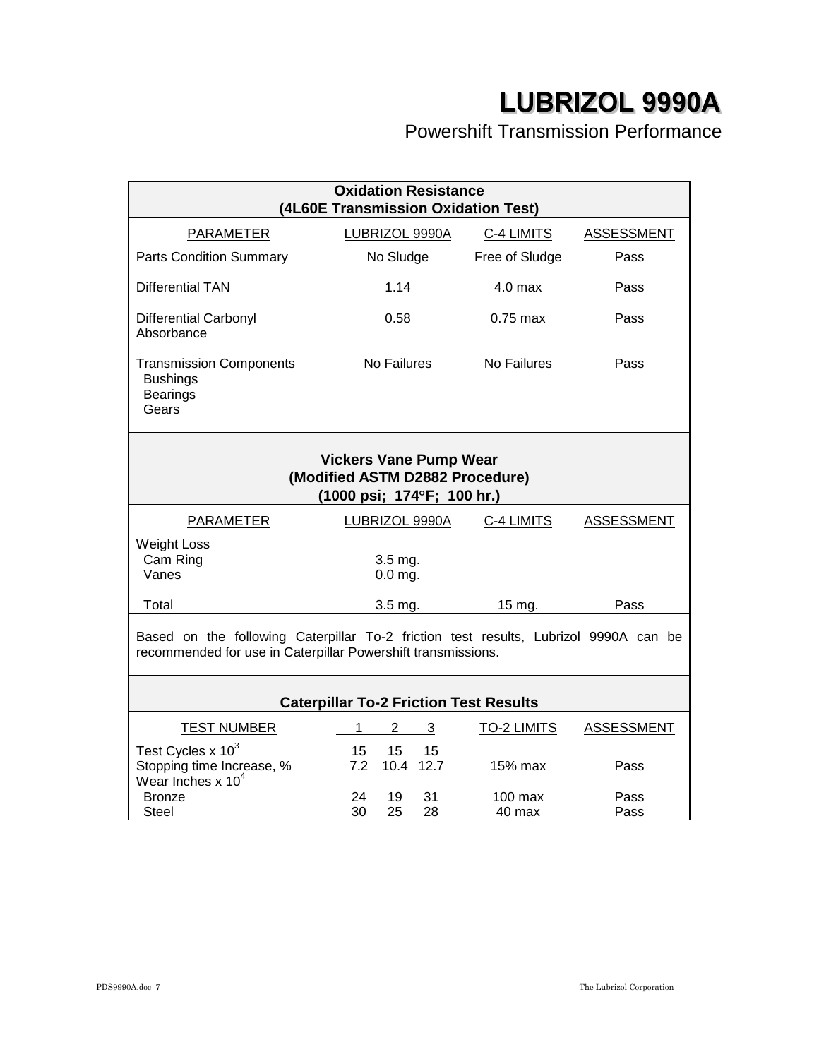# LUBRIZOL 9990A

## Powershift Transmission Performance

### Oxidation Resistance (4L60E Transmission Oxidation Test)

| PARAMETER | LUBRIZOL 9990A | C-4 LIMITS | ASSESSMENT |
|---|---|---|---|
| Parts Condition Summary | No Sludge | Free of Sludge | Pass |
| Differential TAN | 1.14 | 4.0 max | Pass |
| Differential Carbonyl Absorbance | 0.58 | 0.75 max | Pass |
| Transmission Components<br>Bushings<br>Bearings<br>Gears | No Failures | No Failures | Pass |

### Vickers Vane Pump Wear (Modified ASTM D2882 Procedure) (1000 psi; 174°F; 100 hr.)

| PARAMETER | LUBRIZOL 9990A | C-4 LIMITS | ASSESSMENT |
|---|---|---|---|
| Weight Loss | | | |
| Cam Ring | 3.5 mg. | | |
| Vanes | 0.0 mg. | | |
| Total | 3.5 mg. | 15 mg. | Pass |

Based on the following Caterpillar To-2 friction test results, Lubrizol 9990A can be recommended for use in Caterpillar Powershift transmissions.

### Caterpillar To-2 Friction Test Results

| TEST NUMBER | 1 | 2 | 3 | TO-2 LIMITS | ASSESSMENT |
|---|---|---|---|---|---|
| Test Cycles x $10^3$ | 15 | 15 | 15 | | |
| Stopping time Increase, % | 7.2 | 10.4 | 12.7 | 15% max | Pass |
| Wear Inches x $10^4$ | | | | | |
| Bronze | 24 | 19 | 31 | 100 max | Pass |
| Steel | 30 | 25 | 28 | 40 max | Pass |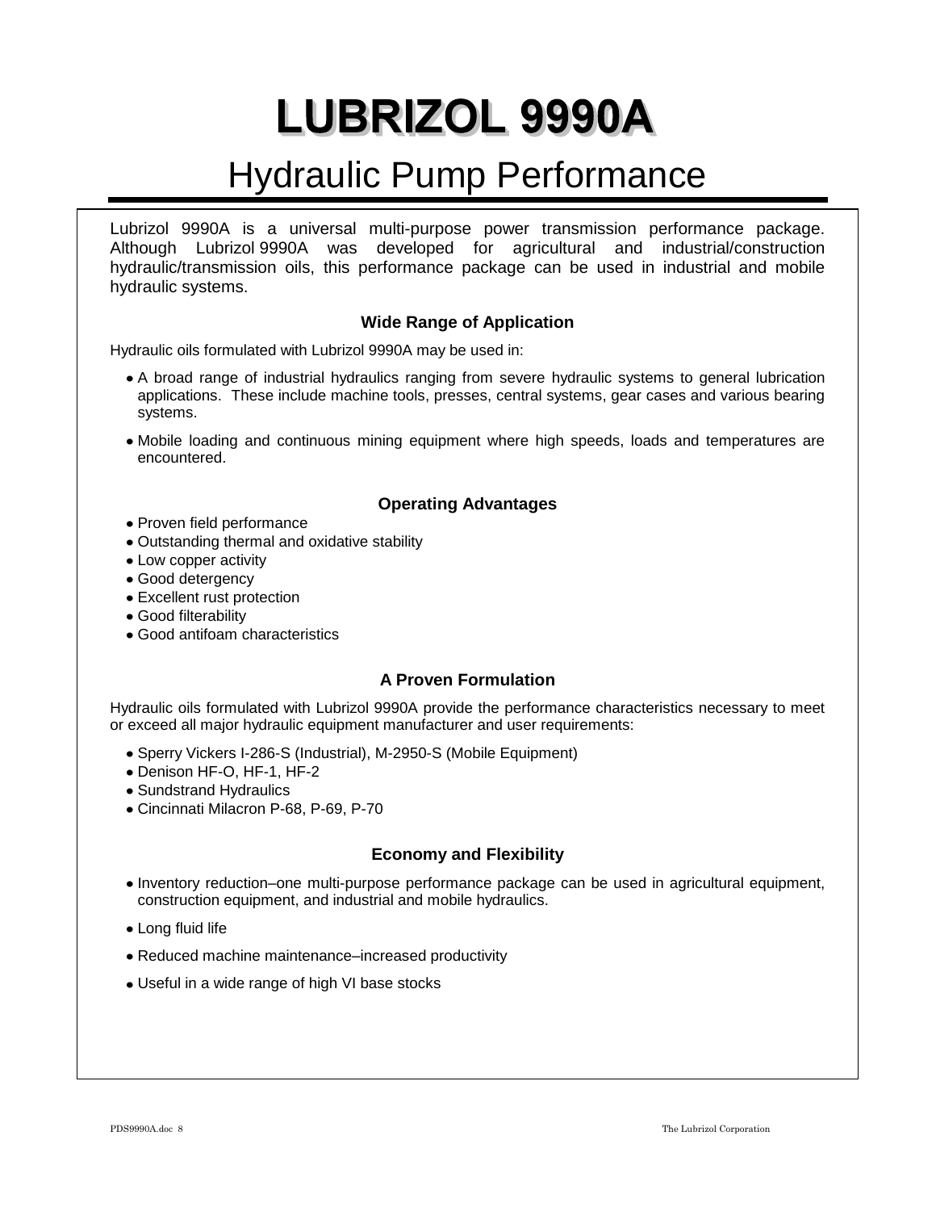# LUBRIZOL 9990A

## Hydraulic Pump Performance

Lubrizol 9990A is a universal multi-purpose power transmission performance package. Although Lubrizol 9990A was developed for agricultural and industrial/construction hydraulic/transmission oils, this performance package can be used in industrial and mobile hydraulic systems.

### Wide Range of Application

Hydraulic oils formulated with Lubrizol 9990A may be used in:

- A broad range of industrial hydraulics ranging from severe hydraulic systems to general lubrication applications. These include machine tools, presses, central systems, gear cases and various bearing systems.
- Mobile loading and continuous mining equipment where high speeds, loads and temperatures are encountered.

### Operating Advantages

- Proven field performance
- Outstanding thermal and oxidative stability
- Low copper activity
- Good detergency
- Excellent rust protection
- Good filterability
- Good antifoam characteristics

### A Proven Formulation

Hydraulic oils formulated with Lubrizol 9990A provide the performance characteristics necessary to meet or exceed all major hydraulic equipment manufacturer and user requirements:

- Sperry Vickers I-286-S (Industrial), M-2950-S (Mobile Equipment)
- Denison HF-O, HF-1, HF-2
- Sundstrand Hydraulics
- Cincinnati Milacron P-68, P-69, P-70

### Economy and Flexibility

- Inventory reduction–one multi-purpose performance package can be used in agricultural equipment, construction equipment, and industrial and mobile hydraulics.
- Long fluid life
- Reduced machine maintenance–increased productivity
- Useful in a wide range of high VI base stocks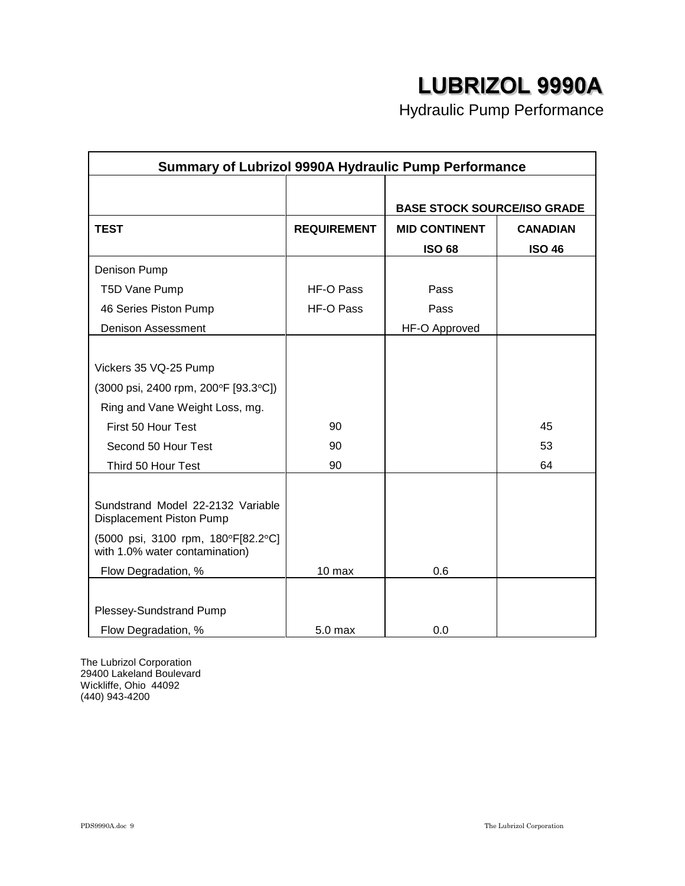# LUBRIZOL 9990A

Hydraulic Pump Performance

| Summary of Lubrizol 9990A Hydraulic Pump Performance | | | |
|---|---|---|---|
| | | BASE STOCK SOURCE/ISO GRADE | |
| **TEST** | **REQUIREMENT** | **MID CONTINENT ISO 68** | **CANADIAN ISO 46** |
| Denison Pump | | | |
| T5D Vane Pump | HF-O Pass | Pass | |
| 46 Series Piston Pump | HF-O Pass | Pass | |
| Denison Assessment | | HF-O Approved | |
| Vickers 35 VQ-25 Pump | | | |
| (3000 psi, 2400 rpm, 200°F [93.3°C]) | | | |
| Ring and Vane Weight Loss, mg. | | | |
| First 50 Hour Test | 90 | | 45 |
| Second 50 Hour Test | 90 | | 53 |
| Third 50 Hour Test | 90 | | 64 |
| Sundstrand Model 22-2132 Variable Displacement Piston Pump | | | |
| (5000 psi, 3100 rpm, 180°F[82.2°C] with 1.0% water contamination) | | | |
| Flow Degradation, % | 10 max | 0.6 | |
| Plessey-Sundstrand Pump | | | |
| Flow Degradation, % | 5.0 max | 0.0 | |

The Lubrizol Corporation
29400 Lakeland Boulevard
Wickliffe, Ohio 44092
(440) 943-4200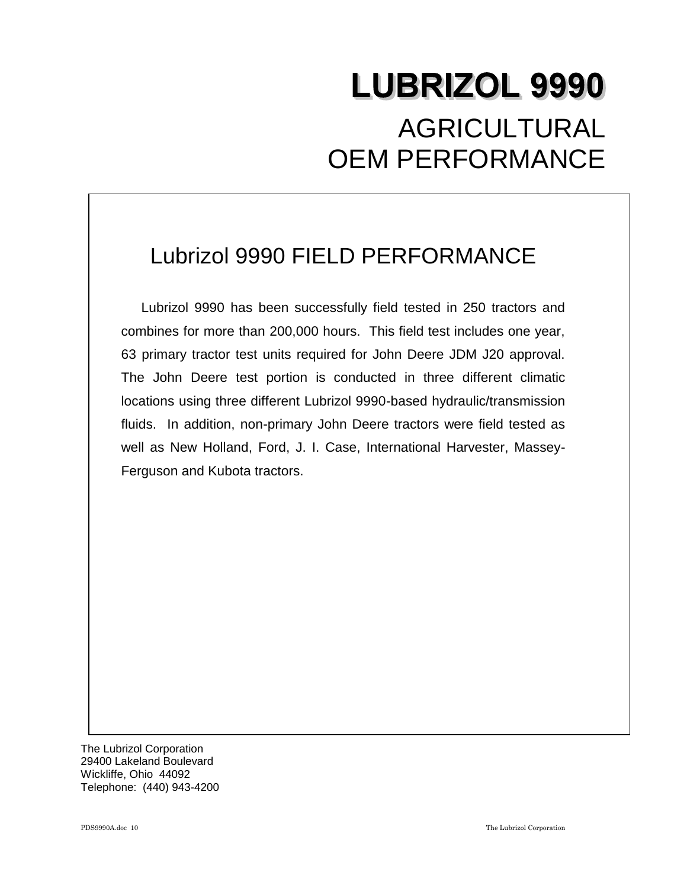# LUBRIZOL 9990

## AGRICULTURAL OEM PERFORMANCE

## Lubrizol 9990 FIELD PERFORMANCE

Lubrizol 9990 has been successfully field tested in 250 tractors and combines for more than 200,000 hours. This field test includes one year, 63 primary tractor test units required for John Deere JDM J20 approval. The John Deere test portion is conducted in three different climatic locations using three different Lubrizol 9990-based hydraulic/transmission fluids. In addition, non-primary John Deere tractors were field tested as well as New Holland, Ford, J. I. Case, International Harvester, Massey-Ferguson and Kubota tractors.

The Lubrizol Corporation
29400 Lakeland Boulevard
Wickliffe, Ohio 44092
Telephone: (440) 943-4200